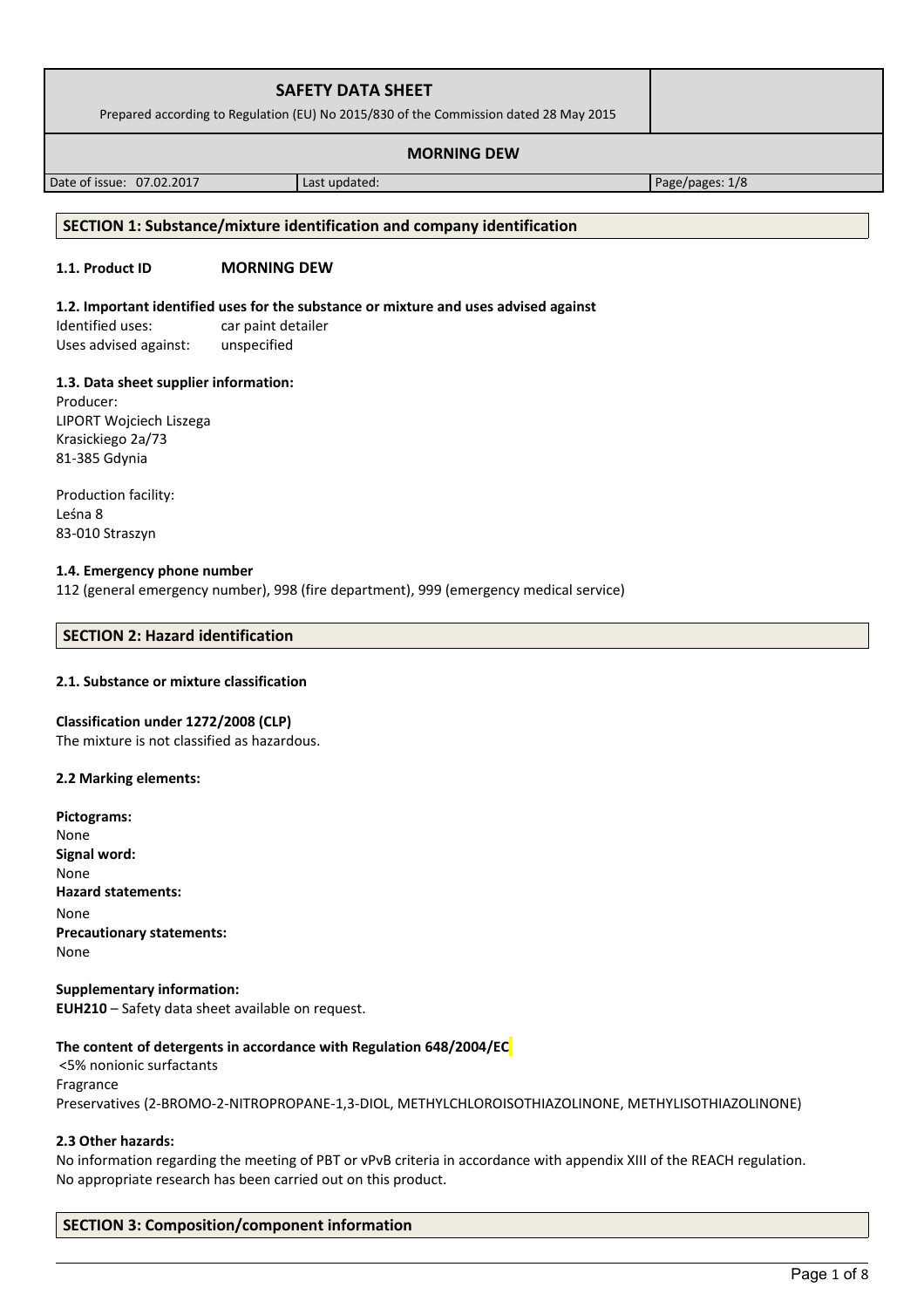| SAFETY DATA SHEET<br>Prepared according to Regulation (EU) No 2015/830 of the Commission dated 28 May 2015 | | |
|---|---|---|
| **MORNING DEW** | | |
| Date of issue: 07.02.2017 | Last updated: | Page/pages: 1/8 |

## SECTION 1: Substance/mixture identification and company identification

**1.1. Product ID** **MORNING DEW**

**1.2. Important identified uses for the substance or mixture and uses advised against**

Identified uses: car paint detailer
Uses advised against: unspecified

**1.3. Data sheet supplier information:**

Producer:
LIPORT Wojciech Liszega
Krasickiego 2a/73
81-385 Gdynia

Production facility:
Leśna 8
83-010 Straszyn

**1.4. Emergency phone number**

112 (general emergency number), 998 (fire department), 999 (emergency medical service)

## SECTION 2: Hazard identification

**2.1. Substance or mixture classification**

**Classification under 1272/2008 (CLP)**
The mixture is not classified as hazardous.

**2.2 Marking elements:**

**Pictograms:**
None
**Signal word:**
None
**Hazard statements:**
None
**Precautionary statements:**
None

**Supplementary information:**
**EUH210** – Safety data sheet available on request.

**The content of detergents in accordance with Regulation 648/2004/EC**

<5% nonionic surfactants
Fragrance
Preservatives (2-BROMO-2-NITROPROPANE-1,3-DIOL, METHYLCHLOROISOTHIAZOLINONE, METHYLISOTHIAZOLINONE)

**2.3 Other hazards:**

No information regarding the meeting of PBT or vPvB criteria in accordance with appendix XIII of the REACH regulation.
No appropriate research has been carried out on this product.

## SECTION 3: Composition/component information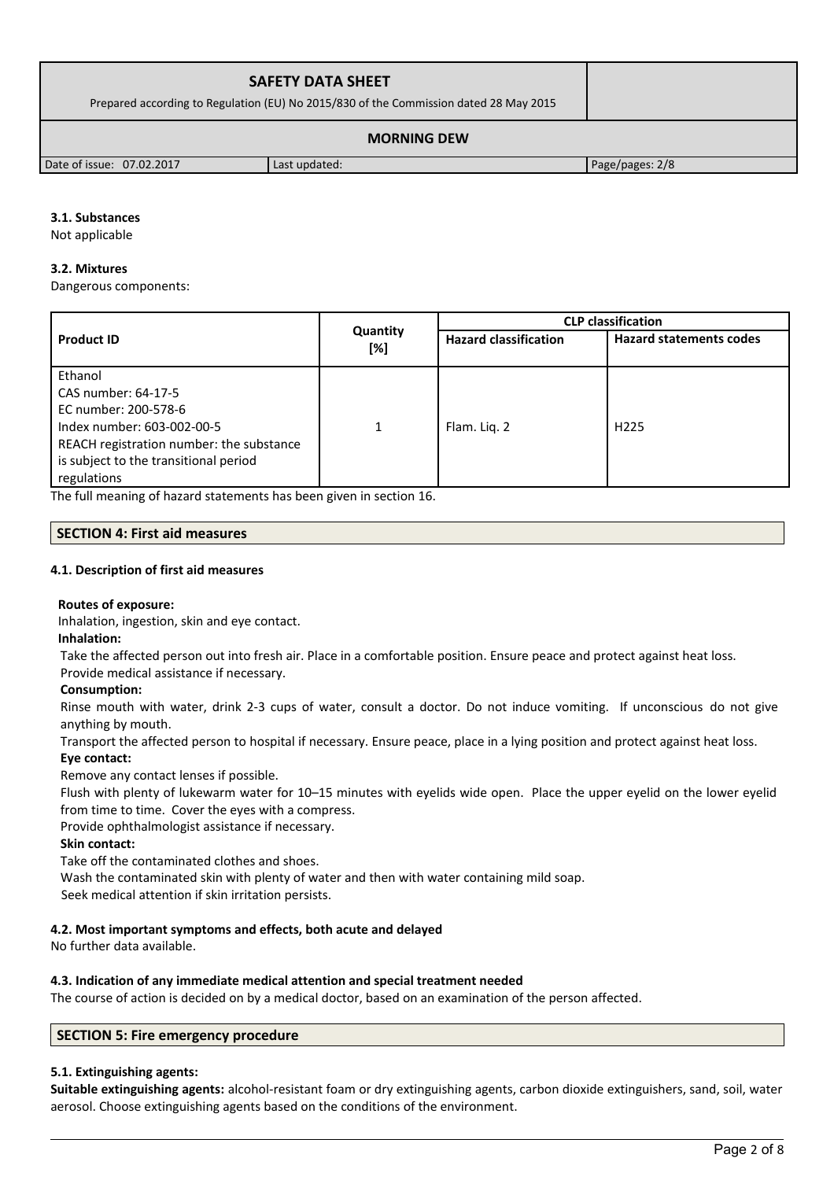### 3.1. Substances

Not applicable

### 3.2. Mixtures

Dangerous components:

| Product ID | Quantity [%] | CLP classification | |
|---|---|---|---|
| | | Hazard classification | Hazard statements codes |
| Ethanol<br>CAS number: 64-17-5<br>EC number: 200-578-6<br>Index number: 603-002-00-5<br>REACH registration number: the substance is subject to the transitional period regulations | 1 | Flam. Liq. 2 | H225 |

The full meaning of hazard statements has been given in section 16.

## SECTION 4: First aid measures

### 4.1. Description of first aid measures

**Routes of exposure:**

Inhalation, ingestion, skin and eye contact.

**Inhalation:**

Take the affected person out into fresh air. Place in a comfortable position. Ensure peace and protect against heat loss. Provide medical assistance if necessary.

**Consumption:**

Rinse mouth with water, drink 2-3 cups of water, consult a doctor. Do not induce vomiting. If unconscious do not give anything by mouth.

Transport the affected person to hospital if necessary. Ensure peace, place in a lying position and protect against heat loss.

**Eye contact:**

Remove any contact lenses if possible.

Flush with plenty of lukewarm water for 10–15 minutes with eyelids wide open. Place the upper eyelid on the lower eyelid from time to time. Cover the eyes with a compress.

Provide ophthalmologist assistance if necessary.

**Skin contact:**

Take off the contaminated clothes and shoes.

Wash the contaminated skin with plenty of water and then with water containing mild soap.

Seek medical attention if skin irritation persists.

### 4.2. Most important symptoms and effects, both acute and delayed

No further data available.

### 4.3. Indication of any immediate medical attention and special treatment needed

The course of action is decided on by a medical doctor, based on an examination of the person affected.

## SECTION 5: Fire emergency procedure

### 5.1. Extinguishing agents:

**Suitable extinguishing agents:** alcohol-resistant foam or dry extinguishing agents, carbon dioxide extinguishers, sand, soil, water aerosol. Choose extinguishing agents based on the conditions of the environment.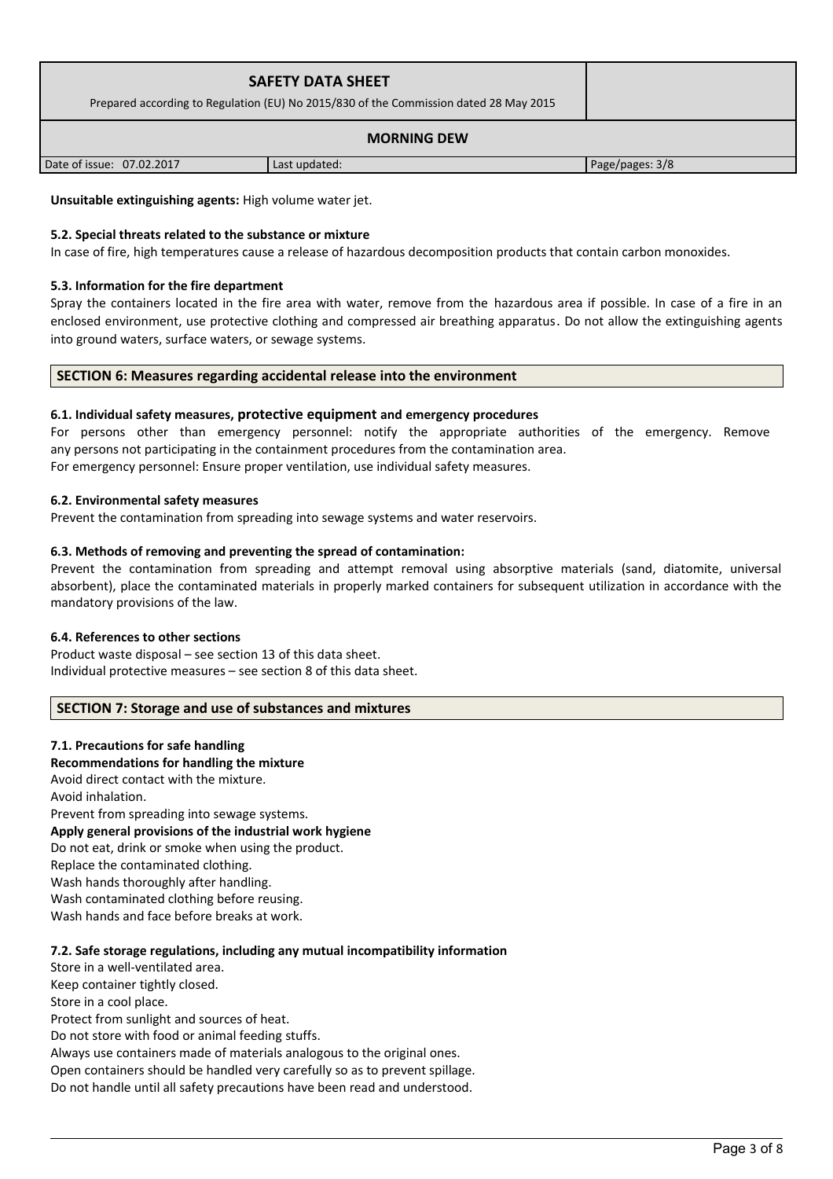**Unsuitable extinguishing agents:** High volume water jet.

**5.2. Special threats related to the substance or mixture**

In case of fire, high temperatures cause a release of hazardous decomposition products that contain carbon monoxides.

**5.3. Information for the fire department**

Spray the containers located in the fire area with water, remove from the hazardous area if possible. In case of a fire in an enclosed environment, use protective clothing and compressed air breathing apparatus. Do not allow the extinguishing agents into ground waters, surface waters, or sewage systems.

## SECTION 6: Measures regarding accidental release into the environment

**6.1. Individual safety measures, protective equipment and emergency procedures**

For persons other than emergency personnel: notify the appropriate authorities of the emergency. Remove any persons not participating in the containment procedures from the contamination area.
For emergency personnel: Ensure proper ventilation, use individual safety measures.

**6.2. Environmental safety measures**

Prevent the contamination from spreading into sewage systems and water reservoirs.

**6.3. Methods of removing and preventing the spread of contamination:**

Prevent the contamination from spreading and attempt removal using absorptive materials (sand, diatomite, universal absorbent), place the contaminated materials in properly marked containers for subsequent utilization in accordance with the mandatory provisions of the law.

**6.4. References to other sections**

Product waste disposal – see section 13 of this data sheet.
Individual protective measures – see section 8 of this data sheet.

## SECTION 7: Storage and use of substances and mixtures

**7.1. Precautions for safe handling**

**Recommendations for handling the mixture**

Avoid direct contact with the mixture.
Avoid inhalation.
Prevent from spreading into sewage systems.

**Apply general provisions of the industrial work hygiene**

Do not eat, drink or smoke when using the product.
Replace the contaminated clothing.
Wash hands thoroughly after handling.
Wash contaminated clothing before reusing.
Wash hands and face before breaks at work.

**7.2. Safe storage regulations, including any mutual incompatibility information**

Store in a well-ventilated area.
Keep container tightly closed.
Store in a cool place.
Protect from sunlight and sources of heat.
Do not store with food or animal feeding stuffs.
Always use containers made of materials analogous to the original ones.
Open containers should be handled very carefully so as to prevent spillage.
Do not handle until all safety precautions have been read and understood.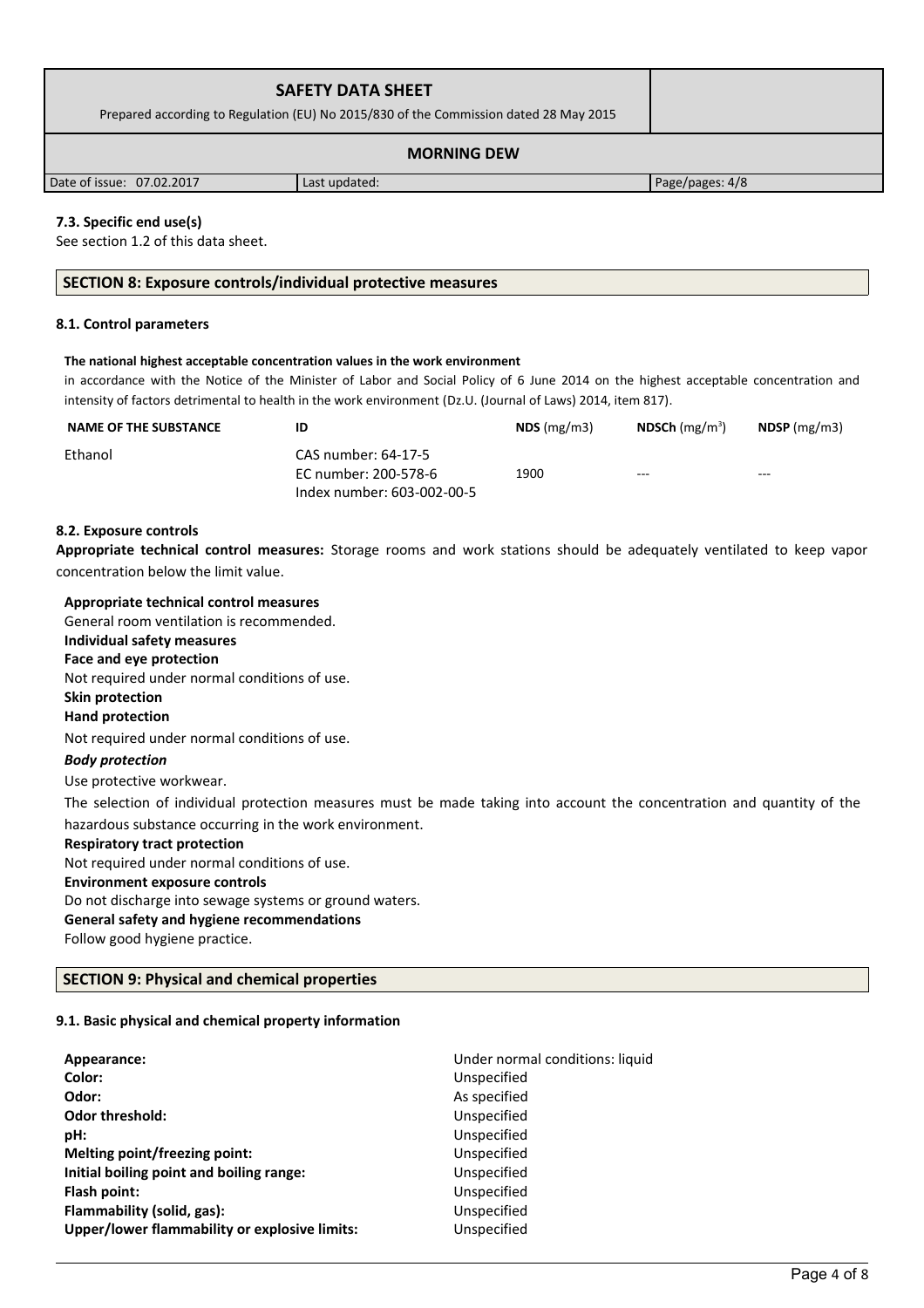### 7.3. Specific end use(s)

See section 1.2 of this data sheet.

## SECTION 8: Exposure controls/individual protective measures

### 8.1. Control parameters

**The national highest acceptable concentration values in the work environment**

in accordance with the Notice of the Minister of Labor and Social Policy of 6 June 2014 on the highest acceptable concentration and intensity of factors detrimental to health in the work environment (Dz.U. (Journal of Laws) 2014, item 817).

| NAME OF THE SUBSTANCE | ID | NDS (mg/m3) | NDSCh (mg/m$^3$) | NDSP (mg/m3) |
|---|---|---|---|---|
| Ethanol | CAS number: 64-17-5<br>EC number: 200-578-6<br>Index number: 603-002-00-5 | 1900 | --- | --- |

### 8.2. Exposure controls

**Appropriate technical control measures:** Storage rooms and work stations should be adequately ventilated to keep vapor concentration below the limit value.

**Appropriate technical control measures**

General room ventilation is recommended.

**Individual safety measures**

**Face and eye protection**

Not required under normal conditions of use.

**Skin protection**

**Hand protection**

Not required under normal conditions of use.

***Body protection***

Use protective workwear.

The selection of individual protection measures must be made taking into account the concentration and quantity of the hazardous substance occurring in the work environment.

**Respiratory tract protection**

Not required under normal conditions of use.

**Environment exposure controls**

Do not discharge into sewage systems or ground waters.

**General safety and hygiene recommendations**

Follow good hygiene practice.

## SECTION 9: Physical and chemical properties

### 9.1. Basic physical and chemical property information

| | |
|---|---|
| **Appearance:** | Under normal conditions: liquid |
| **Color:** | Unspecified |
| **Odor:** | As specified |
| **Odor threshold:** | Unspecified |
| **pH:** | Unspecified |
| **Melting point/freezing point:** | Unspecified |
| **Initial boiling point and boiling range:** | Unspecified |
| **Flash point:** | Unspecified |
| **Flammability (solid, gas):** | Unspecified |
| **Upper/lower flammability or explosive limits:** | Unspecified |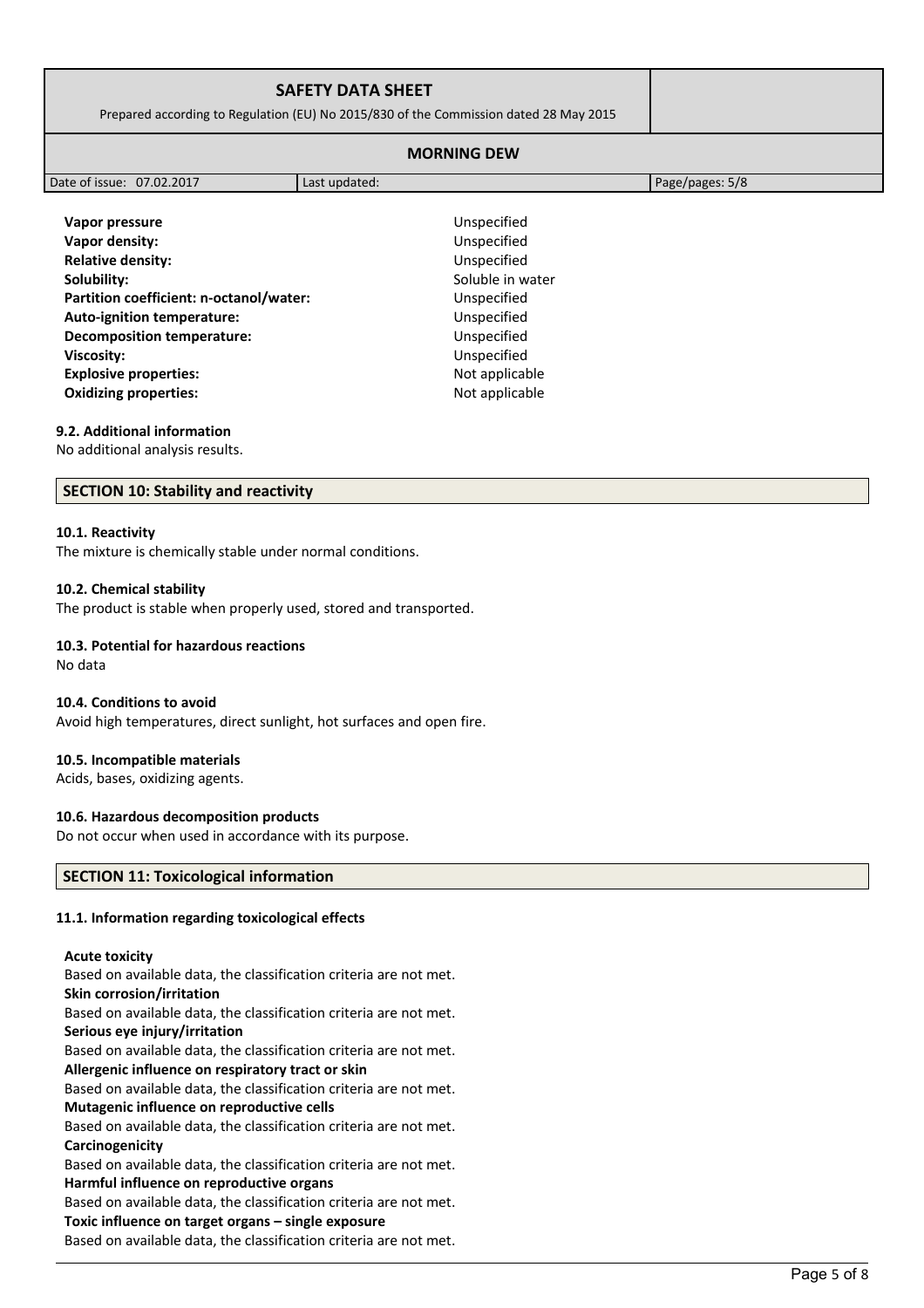| | |
|---|---|
| **Vapor pressure** | Unspecified |
| **Vapor density:** | Unspecified |
| **Relative density:** | Unspecified |
| **Solubility:** | Soluble in water |
| **Partition coefficient: n-octanol/water:** | Unspecified |
| **Auto-ignition temperature:** | Unspecified |
| **Decomposition temperature:** | Unspecified |
| **Viscosity:** | Unspecified |
| **Explosive properties:** | Not applicable |
| **Oxidizing properties:** | Not applicable |

**9.2. Additional information**

No additional analysis results.

## SECTION 10: Stability and reactivity

**10.1. Reactivity**

The mixture is chemically stable under normal conditions.

**10.2. Chemical stability**

The product is stable when properly used, stored and transported.

**10.3. Potential for hazardous reactions**

No data

**10.4. Conditions to avoid**

Avoid high temperatures, direct sunlight, hot surfaces and open fire.

**10.5. Incompatible materials**

Acids, bases, oxidizing agents.

**10.6. Hazardous decomposition products**

Do not occur when used in accordance with its purpose.

## SECTION 11: Toxicological information

**11.1. Information regarding toxicological effects**

**Acute toxicity**
Based on available data, the classification criteria are not met.
**Skin corrosion/irritation**
Based on available data, the classification criteria are not met.
**Serious eye injury/irritation**
Based on available data, the classification criteria are not met.
**Allergenic influence on respiratory tract or skin**
Based on available data, the classification criteria are not met.
**Mutagenic influence on reproductive cells**
Based on available data, the classification criteria are not met.
**Carcinogenicity**
Based on available data, the classification criteria are not met.
**Harmful influence on reproductive organs**
Based on available data, the classification criteria are not met.
**Toxic influence on target organs – single exposure**
Based on available data, the classification criteria are not met.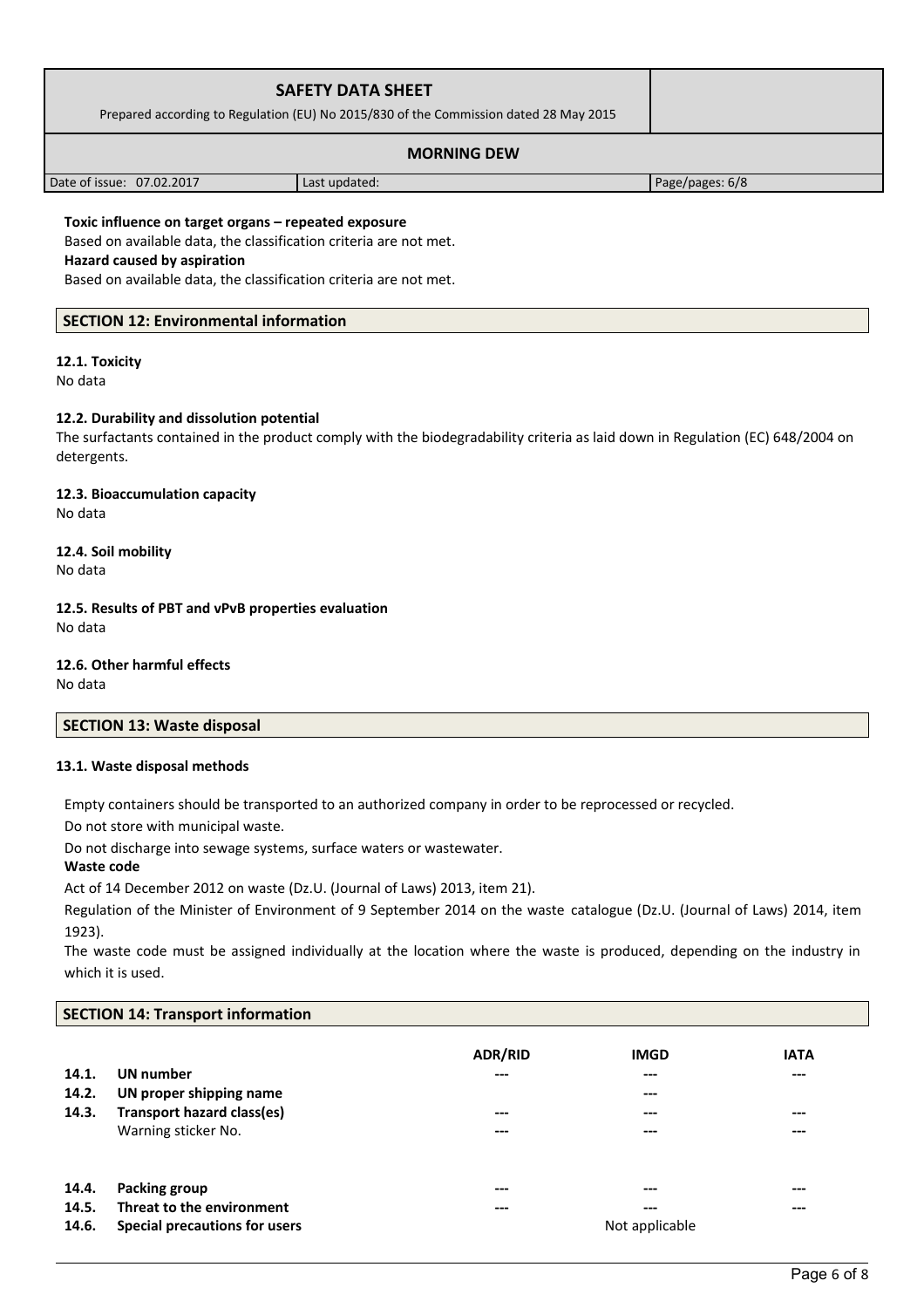**Toxic influence on target organs – repeated exposure**

Based on available data, the classification criteria are not met.

**Hazard caused by aspiration**

Based on available data, the classification criteria are not met.

## SECTION 12: Environmental information

### 12.1. Toxicity

No data

### 12.2. Durability and dissolution potential

The surfactants contained in the product comply with the biodegradability criteria as laid down in Regulation (EC) 648/2004 on detergents.

### 12.3. Bioaccumulation capacity

No data

### 12.4. Soil mobility

No data

### 12.5. Results of PBT and vPvB properties evaluation

No data

### 12.6. Other harmful effects

No data

## SECTION 13: Waste disposal

### 13.1. Waste disposal methods

Empty containers should be transported to an authorized company in order to be reprocessed or recycled.

Do not store with municipal waste.

Do not discharge into sewage systems, surface waters or wastewater.

**Waste code**

Act of 14 December 2012 on waste (Dz.U. (Journal of Laws) 2013, item 21).

Regulation of the Minister of Environment of 9 September 2014 on the waste catalogue (Dz.U. (Journal of Laws) 2014, item 1923).

The waste code must be assigned individually at the location where the waste is produced, depending on the industry in which it is used.

## SECTION 14: Transport information

| | | ADR/RID | IMGD | IATA |
|---|---|---|---|---|
| **14.1.** | **UN number** | --- | --- | --- |
| **14.2.** | **UN proper shipping name** | | --- | |
| **14.3.** | **Transport hazard class(es)** | --- | --- | --- |
| | Warning sticker No. | --- | --- | --- |
| **14.4.** | **Packing group** | --- | --- | --- |
| **14.5.** | **Threat to the environment** | --- | --- | --- |
| **14.6.** | **Special precautions for users** | | Not applicable | |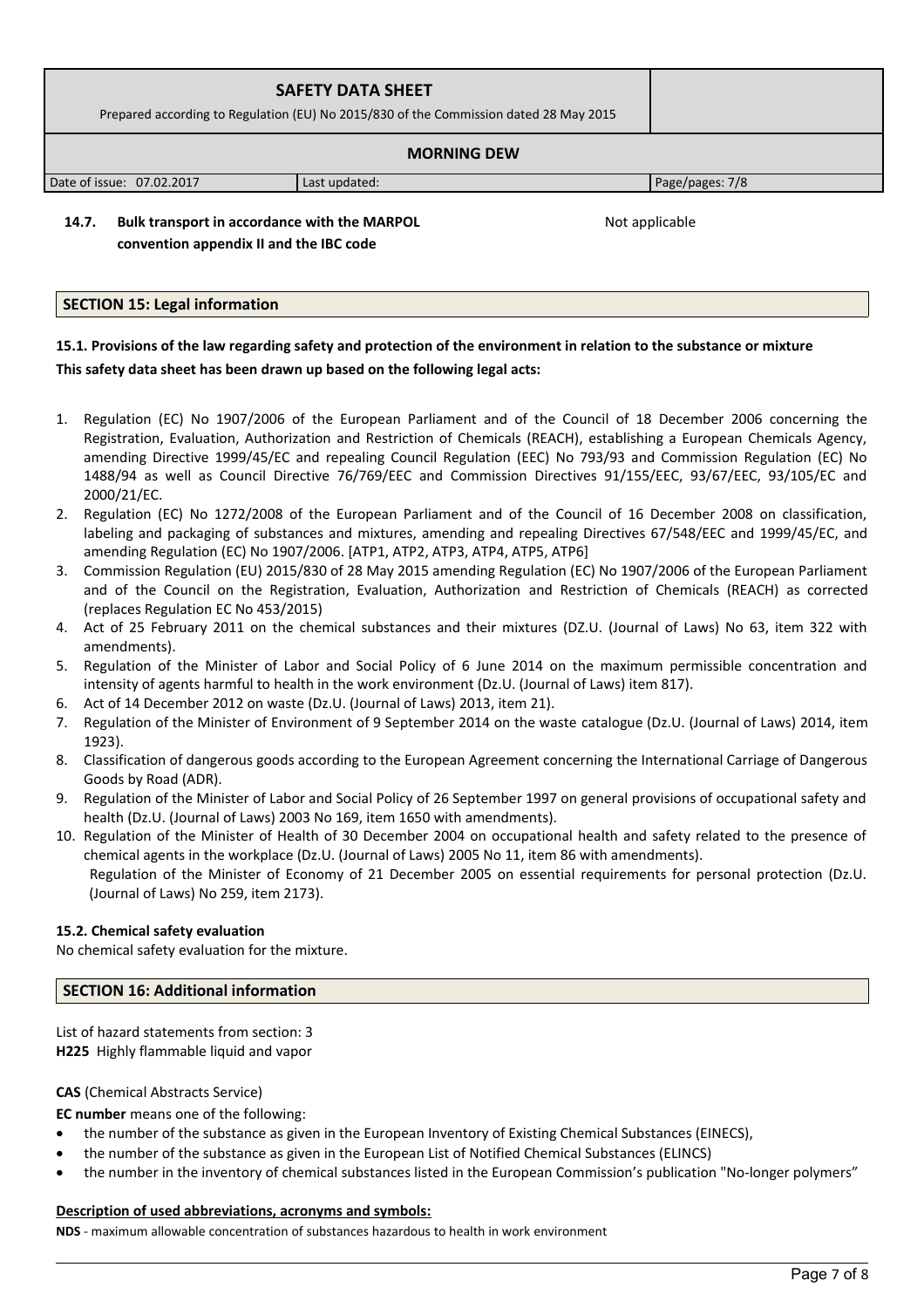**14.7. Bulk transport in accordance with the MARPOL convention appendix II and the IBC code** — Not applicable

## SECTION 15: Legal information

**15.1. Provisions of the law regarding safety and protection of the environment in relation to the substance or mixture**

**This safety data sheet has been drawn up based on the following legal acts:**

1. Regulation (EC) No 1907/2006 of the European Parliament and of the Council of 18 December 2006 concerning the Registration, Evaluation, Authorization and Restriction of Chemicals (REACH), establishing a European Chemicals Agency, amending Directive 1999/45/EC and repealing Council Regulation (EEC) No 793/93 and Commission Regulation (EC) No 1488/94 as well as Council Directive 76/769/EEC and Commission Directives 91/155/EEC, 93/67/EEC, 93/105/EC and 2000/21/EC.
2. Regulation (EC) No 1272/2008 of the European Parliament and of the Council of 16 December 2008 on classification, labeling and packaging of substances and mixtures, amending and repealing Directives 67/548/EEC and 1999/45/EC, and amending Regulation (EC) No 1907/2006. [ATP1, ATP2, ATP3, ATP4, ATP5, ATP6]
3. Commission Regulation (EU) 2015/830 of 28 May 2015 amending Regulation (EC) No 1907/2006 of the European Parliament and of the Council on the Registration, Evaluation, Authorization and Restriction of Chemicals (REACH) as corrected (replaces Regulation EC No 453/2015)
4. Act of 25 February 2011 on the chemical substances and their mixtures (DZ.U. (Journal of Laws) No 63, item 322 with amendments).
5. Regulation of the Minister of Labor and Social Policy of 6 June 2014 on the maximum permissible concentration and intensity of agents harmful to health in the work environment (Dz.U. (Journal of Laws) item 817).
6. Act of 14 December 2012 on waste (Dz.U. (Journal of Laws) 2013, item 21).
7. Regulation of the Minister of Environment of 9 September 2014 on the waste catalogue (Dz.U. (Journal of Laws) 2014, item 1923).
8. Classification of dangerous goods according to the European Agreement concerning the International Carriage of Dangerous Goods by Road (ADR).
9. Regulation of the Minister of Labor and Social Policy of 26 September 1997 on general provisions of occupational safety and health (Dz.U. (Journal of Laws) 2003 No 169, item 1650 with amendments).
10. Regulation of the Minister of Health of 30 December 2004 on occupational health and safety related to the presence of chemical agents in the workplace (Dz.U. (Journal of Laws) 2005 No 11, item 86 with amendments).
    Regulation of the Minister of Economy of 21 December 2005 on essential requirements for personal protection (Dz.U. (Journal of Laws) No 259, item 2173).

**15.2. Chemical safety evaluation**

No chemical safety evaluation for the mixture.

## SECTION 16: Additional information

List of hazard statements from section: 3

**H225** Highly flammable liquid and vapor

**CAS** (Chemical Abstracts Service)

**EC number** means one of the following:

- the number of the substance as given in the European Inventory of Existing Chemical Substances (EINECS),
- the number of the substance as given in the European List of Notified Chemical Substances (ELINCS)
- the number in the inventory of chemical substances listed in the European Commission's publication "No-longer polymers"

**Description of used abbreviations, acronyms and symbols:**

**NDS** - maximum allowable concentration of substances hazardous to health in work environment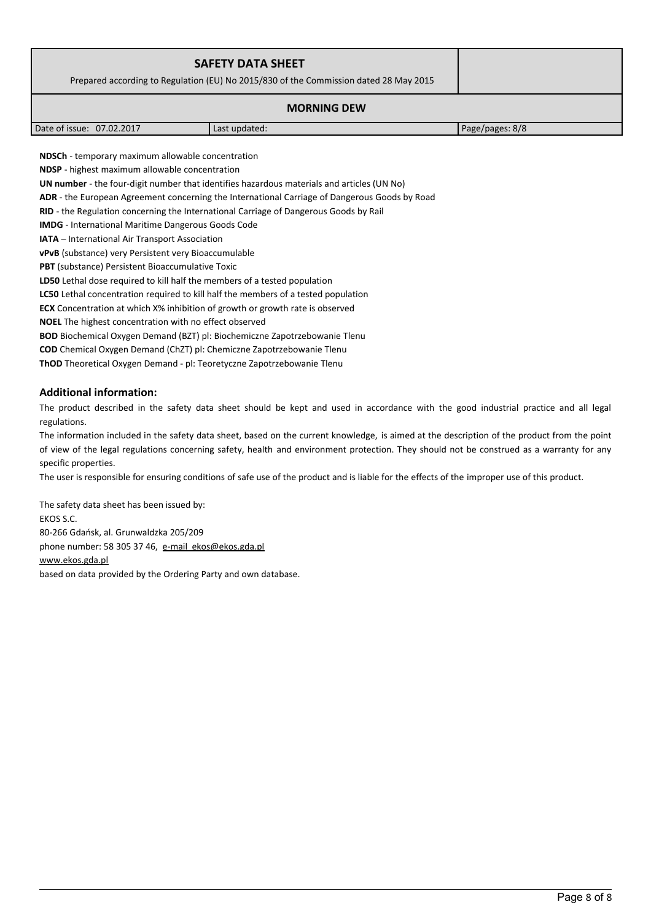**NDSCh** - temporary maximum allowable concentration

**NDSP** - highest maximum allowable concentration

**UN number** - the four-digit number that identifies hazardous materials and articles (UN No)

**ADR** - the European Agreement concerning the International Carriage of Dangerous Goods by Road

**RID** - the Regulation concerning the International Carriage of Dangerous Goods by Rail

**IMDG** - International Maritime Dangerous Goods Code

**IATA** – International Air Transport Association

**vPvB** (substance) very Persistent very Bioaccumulable

**PBT** (substance) Persistent Bioaccumulative Toxic

**LD50** Lethal dose required to kill half the members of a tested population

**LC50** Lethal concentration required to kill half the members of a tested population

**ECX** Concentration at which X% inhibition of growth or growth rate is observed

**NOEL** The highest concentration with no effect observed

**BOD** Biochemical Oxygen Demand (BZT) pl: Biochemiczne Zapotrzebowanie Tlenu

**COD** Chemical Oxygen Demand (ChZT) pl: Chemiczne Zapotrzebowanie Tlenu

**ThOD** Theoretical Oxygen Demand - pl: Teoretyczne Zapotrzebowanie Tlenu

### Additional information:

The product described in the safety data sheet should be kept and used in accordance with the good industrial practice and all legal regulations.

The information included in the safety data sheet, based on the current knowledge, is aimed at the description of the product from the point of view of the legal regulations concerning safety, health and environment protection. They should not be construed as a warranty for any specific properties.

The user is responsible for ensuring conditions of safe use of the product and is liable for the effects of the improper use of this product.

The safety data sheet has been issued by:
EKOS S.C.
80-266 Gdańsk, al. Grunwaldzka 205/209
phone number: 58 305 37 46, e-mail ekos@ekos.gda.pl
www.ekos.gda.pl
based on data provided by the Ordering Party and own database.